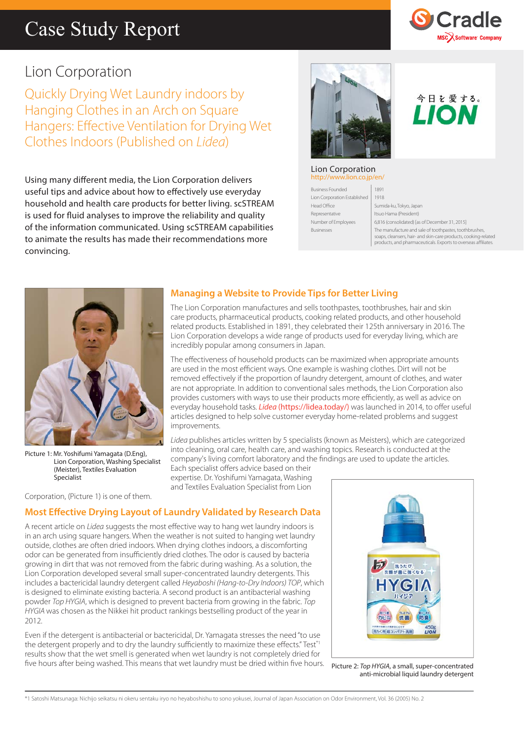# Case Study Report

## Lion Corporation

## Quickly Drying Wet Laundry indoors by Hanging Clothes in an Arch on Square Hangers: Effective Ventilation for Drying Wet Clothes Indoors (Published on *Lidea*)

Using many different media, the Lion Corporation delivers useful tips and advice about how to effectively use everyday household and health care products for better living. scSTREAM is used for fluid analyses to improve the reliability and quality of the information communicated. Using scSTREAM capabilities to animate the results has made their recommendations more convincing.

**Lion Corporation**
http://www.lion.co.jp/en/

| | |
|---|---|
| Business Founded | 1891 |
| Lion Corporation Established | 1918 |
| Head Office | Sumida-ku, Tokyo, Japan |
| Representative | Itsuo Hama (President) |
| Number of Employees | 6,816 (consolidated) [as of December 31, 2015] |
| Businesses | The manufacture and sale of toothpastes, toothbrushes, soaps, cleansers, hair- and skin-care products, cooking-related products, and pharmaceuticals. Exports to overseas affiliates. |

### Managing a Website to Provide Tips for Better Living

The Lion Corporation manufactures and sells toothpastes, toothbrushes, hair and skin care products, pharmaceutical products, cooking related products, and other household related products. Established in 1891, they celebrated their 125th anniversary in 2016. The Lion Corporation develops a wide range of products used for everyday living, which are incredibly popular among consumers in Japan.

The effectiveness of household products can be maximized when appropriate amounts are used in the most efficient ways. One example is washing clothes. Dirt will not be removed effectively if the proportion of laundry detergent, amount of clothes, and water are not appropriate. In addition to conventional sales methods, the Lion Corporation also provides customers with ways to use their products more efficiently, as well as advice on everyday household tasks. *Lidea* (https://lidea.today/) was launched in 2014, to offer useful articles designed to help solve customer everyday home-related problems and suggest improvements.

*Lidea* publishes articles written by 5 specialists (known as Meisters), which are categorized into cleaning, oral care, health care, and washing topics. Research is conducted at the company's living comfort laboratory and the findings are used to update the articles. Each specialist offers advice based on their expertise. Dr. Yoshifumi Yamagata, Washing and Textiles Evaluation Specialist from Lion Corporation, (Picture 1) is one of them.

Picture 1: Mr. Yoshifumi Yamagata (D.Eng), Lion Corporation, Washing Specialist (Meister), Textiles Evaluation Specialist

### Most Effective Drying Layout of Laundry Validated by Research Data

A recent article on *Lidea* suggests the most effective way to hang wet laundry indoors is in an arch using square hangers. When the weather is not suited to hanging wet laundry outside, clothes are often dried indoors. When drying clothes indoors, a discomforting odor can be generated from insufficiently dried clothes. The odor is caused by bacteria growing in dirt that was not removed from the fabric during washing. As a solution, the Lion Corporation developed several small super-concentrated laundry detergents. This includes a bactericidal laundry detergent called *Heyaboshi (Hang-to-Dry Indoors) TOP*, which is designed to eliminate existing bacteria. A second product is an antibacterial washing powder *Top HYGIA*, which is designed to prevent bacteria from growing in the fabric. *Top HYGIA* was chosen as the Nikkei hit product rankings bestselling product of the year in 2012.

Even if the detergent is antibacterial or bactericidal, Dr. Yamagata stresses the need "to use the detergent properly and to dry the laundry sufficiently to maximize these effects." Test[*1] results show that the wet smell is generated when wet laundry is not completely dried for five hours after being washed. This means that wet laundry must be dried within five hours.

Picture 2: *Top HYGIA*, a small, super-concentrated anti-microbial liquid laundry detergent

*1 Satoshi Matsunaga: Nichijo seikatsu ni okeru sentaku iryo no heyaboshishu to sono yokusei, Journal of Japan Association on Odor Environment, Vol. 36 (2005) No. 2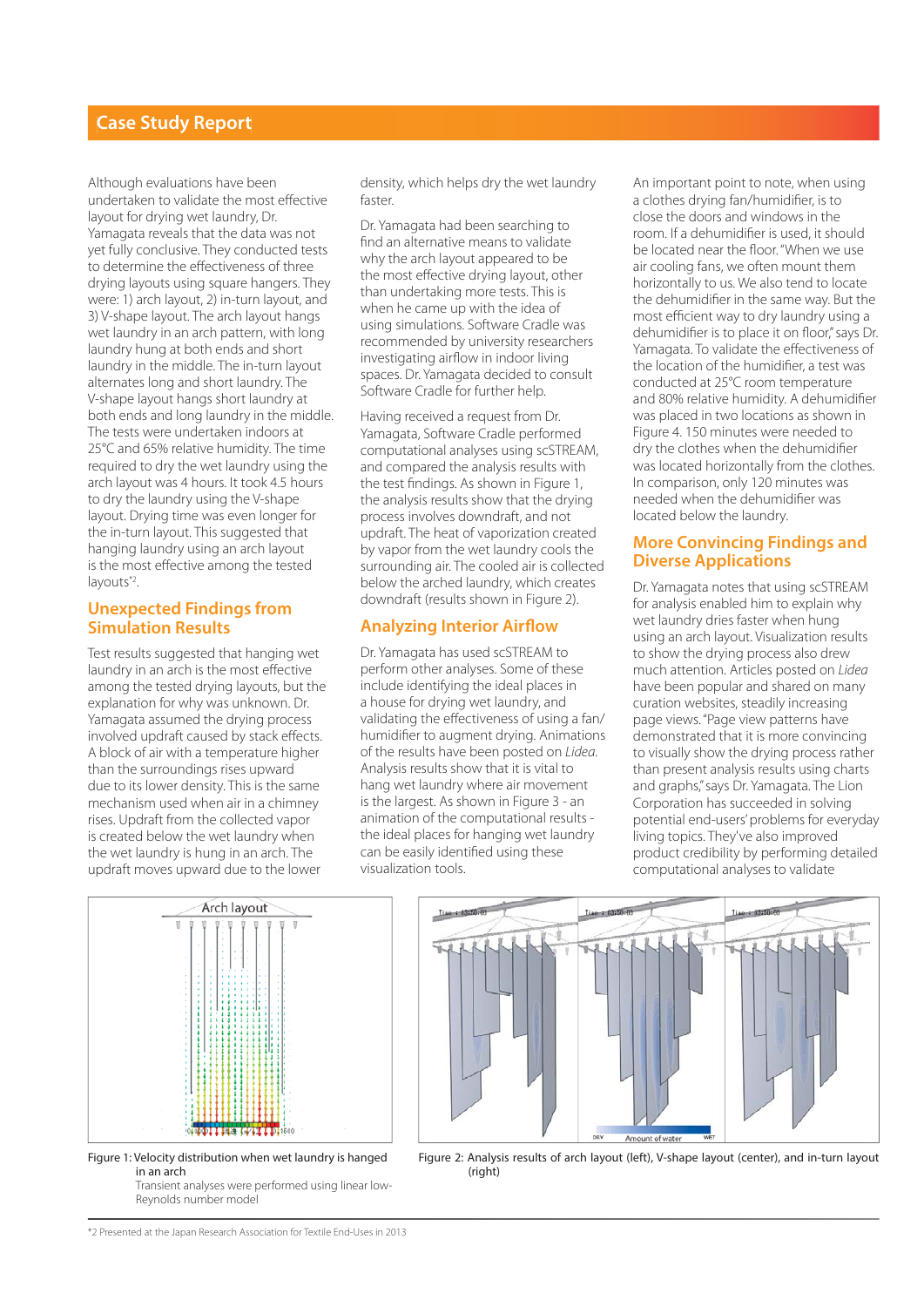## Case Study Report

Although evaluations have been undertaken to validate the most effective layout for drying wet laundry, Dr. Yamagata reveals that the data was not yet fully conclusive. They conducted tests to determine the effectiveness of three drying layouts using square hangers. They were: 1) arch layout, 2) in-turn layout, and 3) V-shape layout. The arch layout hangs wet laundry in an arch pattern, with long laundry hung at both ends and short laundry in the middle. The in-turn layout alternates long and short laundry. The V-shape layout hangs short laundry at both ends and long laundry in the middle. The tests were undertaken indoors at 25°C and 65% relative humidity. The time required to dry the wet laundry using the arch layout was 4 hours. It took 4.5 hours to dry the laundry using the V-shape layout. Drying time was even longer for the in-turn layout. This suggested that hanging laundry using an arch layout is the most effective among the tested layouts[*2].

## Unexpected Findings from Simulation Results

Test results suggested that hanging wet laundry in an arch is the most effective among the tested drying layouts, but the explanation for why was unknown. Dr. Yamagata assumed the drying process involved updraft caused by stack effects. A block of air with a temperature higher than the surroundings rises upward due to its lower density. This is the same mechanism used when air in a chimney rises. Updraft from the collected vapor is created below the wet laundry when the wet laundry is hung in an arch. The updraft moves upward due to the lower density, which helps dry the wet laundry faster.

Dr. Yamagata had been searching to find an alternative means to validate why the arch layout appeared to be the most effective drying layout, other than undertaking more tests. This is when he came up with the idea of using simulations. Software Cradle was recommended by university researchers investigating airflow in indoor living spaces. Dr. Yamagata decided to consult Software Cradle for further help.

Having received a request from Dr. Yamagata, Software Cradle performed computational analyses using scSTREAM, and compared the analysis results with the test findings. As shown in Figure 1, the analysis results show that the drying process involves downdraft, and not updraft. The heat of vaporization created by vapor from the wet laundry cools the surrounding air. The cooled air is collected below the arched laundry, which creates downdraft (results shown in Figure 2).

## Analyzing Interior Airflow

Dr. Yamagata has used scSTREAM to perform other analyses. Some of these include identifying the ideal places in a house for drying wet laundry, and validating the effectiveness of using a fan/humidifier to augment drying. Animations of the results have been posted on *Lidea*. Analysis results show that it is vital to hang wet laundry where air movement is the largest. As shown in Figure 3 - an animation of the computational results - the ideal places for hanging wet laundry can be easily identified using these visualization tools.

An important point to note, when using a clothes drying fan/humidifier, is to close the doors and windows in the room. If a dehumidifier is used, it should be located near the floor. "When we use air cooling fans, we often mount them horizontally to us. We also tend to locate the dehumidifier in the same way. But the most efficient way to dry laundry using a dehumidifier is to place it on floor," says Dr. Yamagata. To validate the effectiveness of the location of the humidifier, a test was conducted at 25°C room temperature and 80% relative humidity. A dehumidifier was placed in two locations as shown in Figure 4. 150 minutes were needed to dry the clothes when the dehumidifier was located horizontally from the clothes. In comparison, only 120 minutes was needed when the dehumidifier was located below the laundry.

## More Convincing Findings and Diverse Applications

Dr. Yamagata notes that using scSTREAM for analysis enabled him to explain why wet laundry dries faster when hung using an arch layout. Visualization results to show the drying process also drew much attention. Articles posted on *Lidea* have been popular and shared on many curation websites, steadily increasing page views. "Page view patterns have demonstrated that it is more convincing to visually show the drying process rather than present analysis results using charts and graphs," says Dr. Yamagata. The Lion Corporation has succeeded in solving potential end-users' problems for everyday living topics. They've also improved product credibility by performing detailed computational analyses to validate

Figure 1: Velocity distribution when wet laundry is hanged in an arch
Transient analyses were performed using linear low-Reynolds number model

Figure 2: Analysis results of arch layout (left), V-shape layout (center), and in-turn layout (right)

*2 Presented at the Japan Research Association for Textile End-Uses in 2013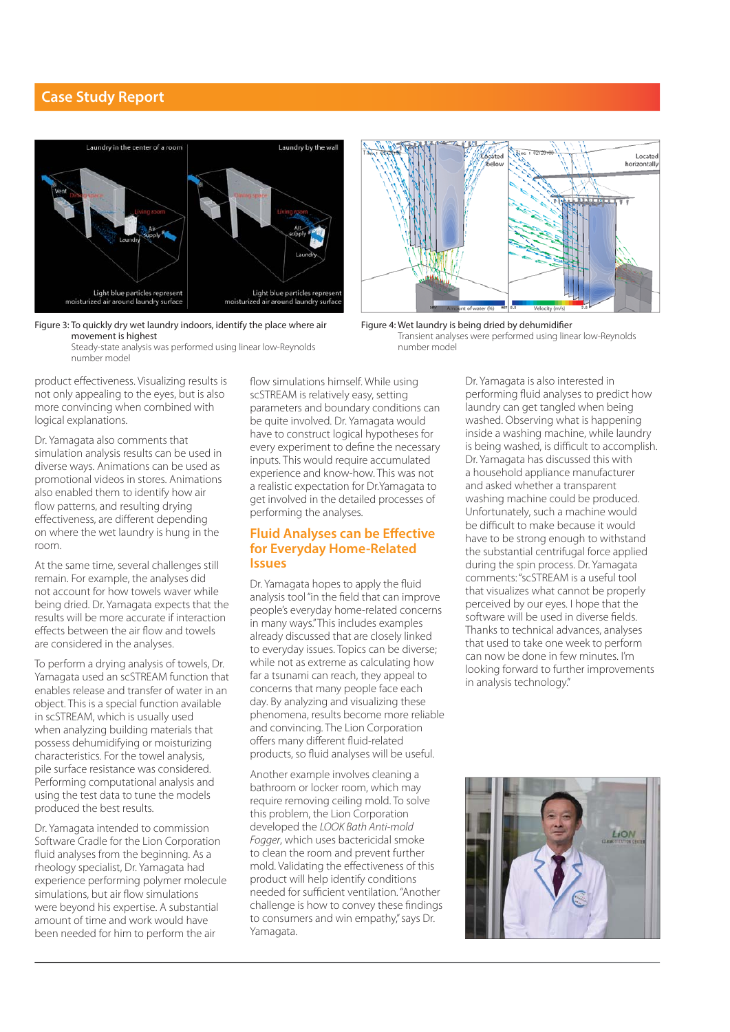## Case Study Report

Figure 3: To quickly dry wet laundry indoors, identify the place where air movement is highest
Steady-state analysis was performed using linear low-Reynolds number model

Figure 4: Wet laundry is being dried by dehumidifier
Transient analyses were performed using linear low-Reynolds number model

product effectiveness. Visualizing results is not only appealing to the eyes, but is also more convincing when combined with logical explanations.

Dr. Yamagata also comments that simulation analysis results can be used in diverse ways. Animations can be used as promotional videos in stores. Animations also enabled them to identify how air flow patterns, and resulting drying effectiveness, are different depending on where the wet laundry is hung in the room.

At the same time, several challenges still remain. For example, the analyses did not account for how towels waver while being dried. Dr. Yamagata expects that the results will be more accurate if interaction effects between the air flow and towels are considered in the analyses.

To perform a drying analysis of towels, Dr. Yamagata used an scSTREAM function that enables release and transfer of water in an object. This is a special function available in scSTREAM, which is usually used when analyzing building materials that possess dehumidifying or moisturizing characteristics. For the towel analysis, pile surface resistance was considered. Performing computational analysis and using the test data to tune the models produced the best results.

Dr. Yamagata intended to commission Software Cradle for the Lion Corporation fluid analyses from the beginning. As a rheology specialist, Dr. Yamagata had experience performing polymer molecule simulations, but air flow simulations were beyond his expertise. A substantial amount of time and work would have been needed for him to perform the air flow simulations himself. While using scSTREAM is relatively easy, setting parameters and boundary conditions can be quite involved. Dr. Yamagata would have to construct logical hypotheses for every experiment to define the necessary inputs. This would require accumulated experience and know-how. This was not a realistic expectation for Dr.Yamagata to get involved in the detailed processes of performing the analyses.

### Fluid Analyses can be Effective for Everyday Home-Related Issues

Dr. Yamagata hopes to apply the fluid analysis tool "in the field that can improve people's everyday home-related concerns in many ways." This includes examples already discussed that are closely linked to everyday issues. Topics can be diverse; while not as extreme as calculating how far a tsunami can reach, they appeal to concerns that many people face each day. By analyzing and visualizing these phenomena, results become more reliable and convincing. The Lion Corporation offers many different fluid-related products, so fluid analyses will be useful.

Another example involves cleaning a bathroom or locker room, which may require removing ceiling mold. To solve this problem, the Lion Corporation developed the *LOOK Bath Anti-mold Fogger*, which uses bactericidal smoke to clean the room and prevent further mold. Validating the effectiveness of this product will help identify conditions needed for sufficient ventilation. "Another challenge is how to convey these findings to consumers and win empathy," says Dr. Yamagata.

Dr. Yamagata is also interested in performing fluid analyses to predict how laundry can get tangled when being washed. Observing what is happening inside a washing machine, while laundry is being washed, is difficult to accomplish. Dr. Yamagata has discussed this with a household appliance manufacturer and asked whether a transparent washing machine could be produced. Unfortunately, such a machine would be difficult to make because it would have to be strong enough to withstand the substantial centrifugal force applied during the spin process. Dr. Yamagata comments: "scSTREAM is a useful tool that visualizes what cannot be properly perceived by our eyes. I hope that the software will be used in diverse fields. Thanks to technical advances, analyses that used to take one week to perform can now be done in few minutes. I'm looking forward to further improvements in analysis technology."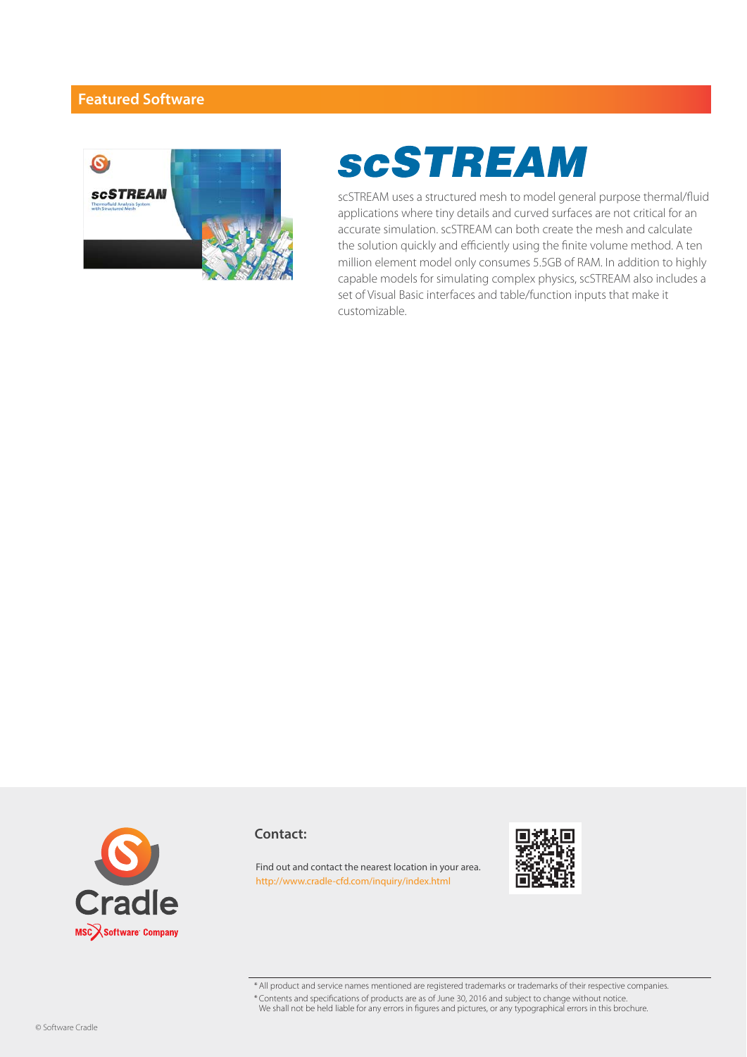## Featured Software

# scSTREAM

scSTREAM uses a structured mesh to model general purpose thermal/fluid applications where tiny details and curved surfaces are not critical for an accurate simulation. scSTREAM can both create the mesh and calculate the solution quickly and efficiently using the finite volume method. A ten million element model only consumes 5.5GB of RAM. In addition to highly capable models for simulating complex physics, scSTREAM also includes a set of Visual Basic interfaces and table/function inputs that make it customizable.

Cradle
MSC Software Company

**Contact:**

Find out and contact the nearest location in your area.
http://www.cradle-cfd.com/inquiry/index.html

* All product and service names mentioned are registered trademarks or trademarks of their respective companies.
* Contents and specifications of products are as of June 30, 2016 and subject to change without notice.
We shall not be held liable for any errors in figures and pictures, or any typographical errors in this brochure.

© Software Cradle